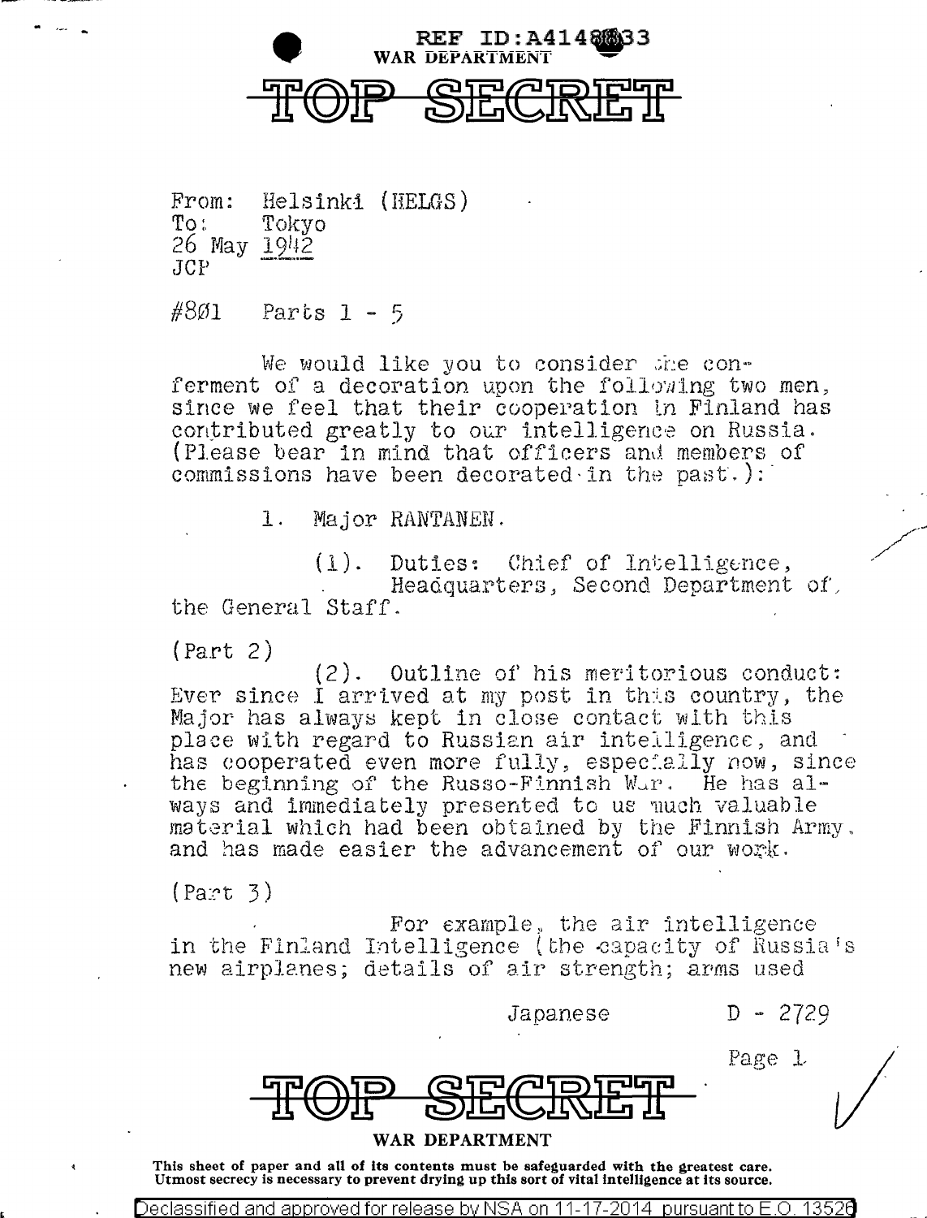REF ID:A4148833
WAR DEPARTMENT

# TOP SECRET

From: Helsinki (HELGS)
To: Tokyo
26 May 1942
JCP

#801 Parts 1 - 5

We would like you to consider the conferment of a decoration upon the following two men, since we feel that their cooperation in Finland has contributed greatly to our intelligence on Russia. (Please bear in mind that officers and members of commissions have been decorated in the past.):

1. Major RANTANEN.

(1). Duties: Chief of Intelligence, Headquarters, Second Department of the General Staff.

(Part 2)

(2). Outline of his meritorious conduct: Ever since I arrived at my post in this country, the Major has always kept in close contact with this place with regard to Russian air intelligence, and has cooperated even more fully, especially now, since the beginning of the Russo-Finnish War. He has always and immediately presented to us much valuable material which had been obtained by the Finnish Army, and has made easier the advancement of our work.

(Part 3)

For example, the air intelligence in the Finland Intelligence (the capacity of Russia's new airplanes; details of air strength; arms used

Japanese D - 2729

Page 1

# TOP SECRET

WAR DEPARTMENT

This sheet of paper and all of its contents must be safeguarded with the greatest care. Utmost secrecy is necessary to prevent drying up this sort of vital intelligence at its source.

Declassified and approved for release by NSA on 11-17-2014 pursuant to E.O. 13526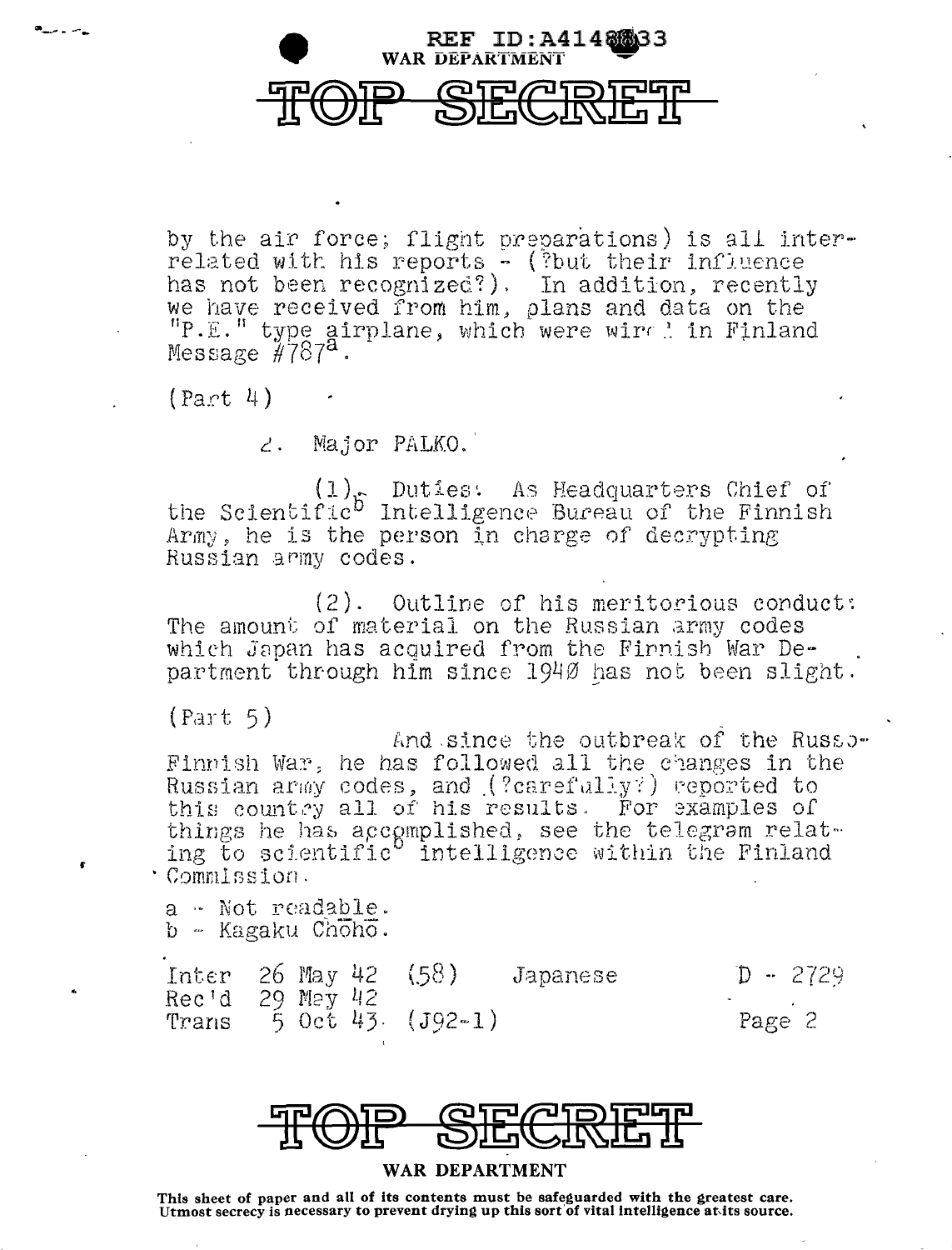by the air force; flight preparations) is all inter-related with his reports - (?but their influence has not been recognized?). In addition, recently we have received from him, plans and data on the "P.E." type airplane, which were wired in Finland Message #787[a].

(Part 4)

2. Major PALKO.

(1). Duties: As Headquarters Chief of the Scientific[b] Intelligence Bureau of the Finnish Army, he is the person in charge of decrypting Russian army codes.

(2). Outline of his meritorious conduct: The amount of material on the Russian army codes which Japan has acquired from the Finnish War Department through him since 1940 has not been slight.

(Part 5)

And since the outbreak of the Russo-Finnish War, he has followed all the changes in the Russian army codes, and (?carefully?) reported to this country all of his results. For examples of things he has accomplished, see the telegram relating to scientific[b] intelligence within the Finland Commission.

a - Not readable.
b - Kagaku Chōhō.

| | | | | |
|---|---|---|---|---|
| Inter | 26 May 42 (58) | Japanese | | D - 2729 |
| Rec'd | 29 May 42 | | | |
| Trans | 5 Oct 43 (J92-1) | | | Page 2 |

This sheet of paper and all of its contents must be safeguarded with the greatest care. Utmost secrecy is necessary to prevent drying up this sort of vital intelligence at its source.